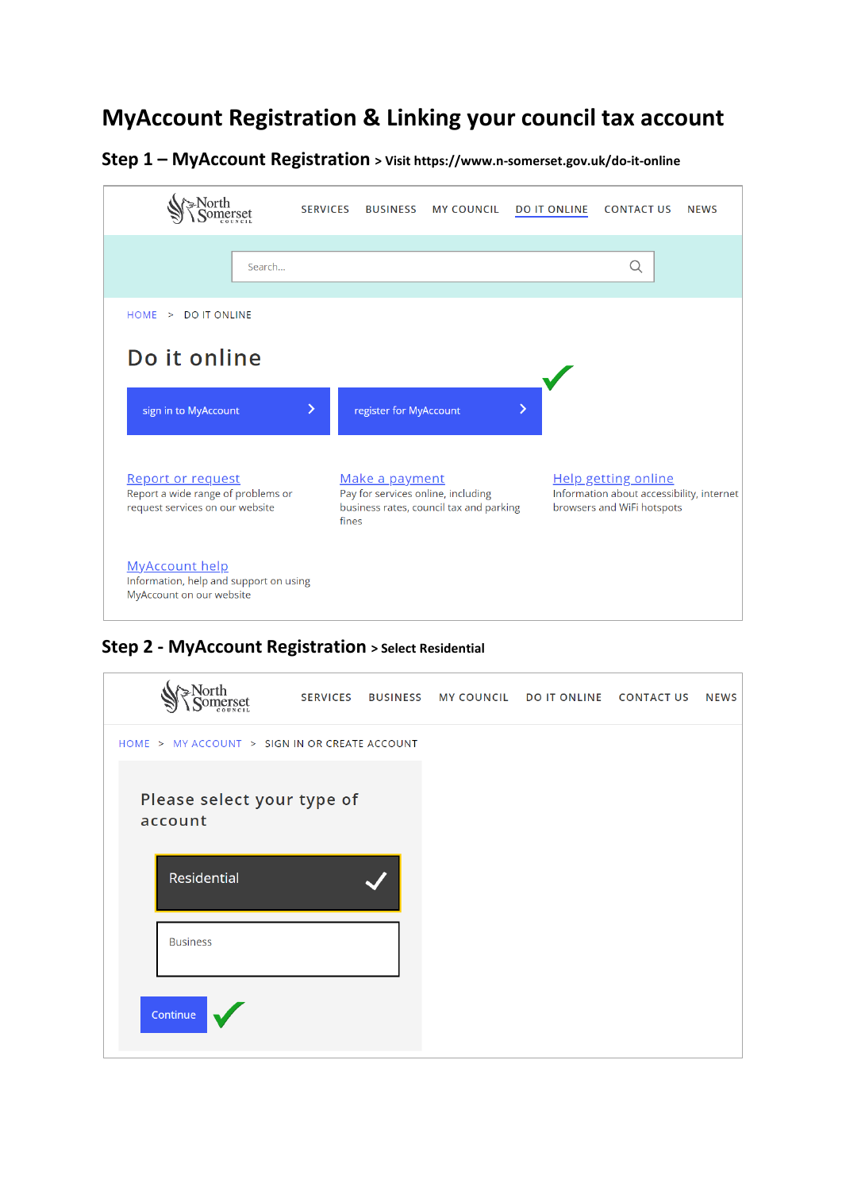# MyAccount Registration & Linking your council tax account

## Step 1 – MyAccount Registration > Visit https://www.n-somerset.gov.uk/do-it-online

North Somerset Council

SERVICES BUSINESS MY COUNCIL DO IT ONLINE CONTACT US NEWS

Search...

HOME > DO IT ONLINE

Do it online

sign in to MyAccount

register for MyAccount ✓

Report or request
Report a wide range of problems or request services on our website

Make a payment
Pay for services online, including business rates, council tax and parking fines

Help getting online
Information about accessibility, internet browsers and WiFi hotspots

MyAccount help
Information, help and support on using MyAccount on our website

## Step 2 - MyAccount Registration > Select Residential

North Somerset Council

SERVICES BUSINESS MY COUNCIL DO IT ONLINE CONTACT US NEWS

HOME > MY ACCOUNT > SIGN IN OR CREATE ACCOUNT

Please select your type of account

Residential ✓

Business

Continue ✓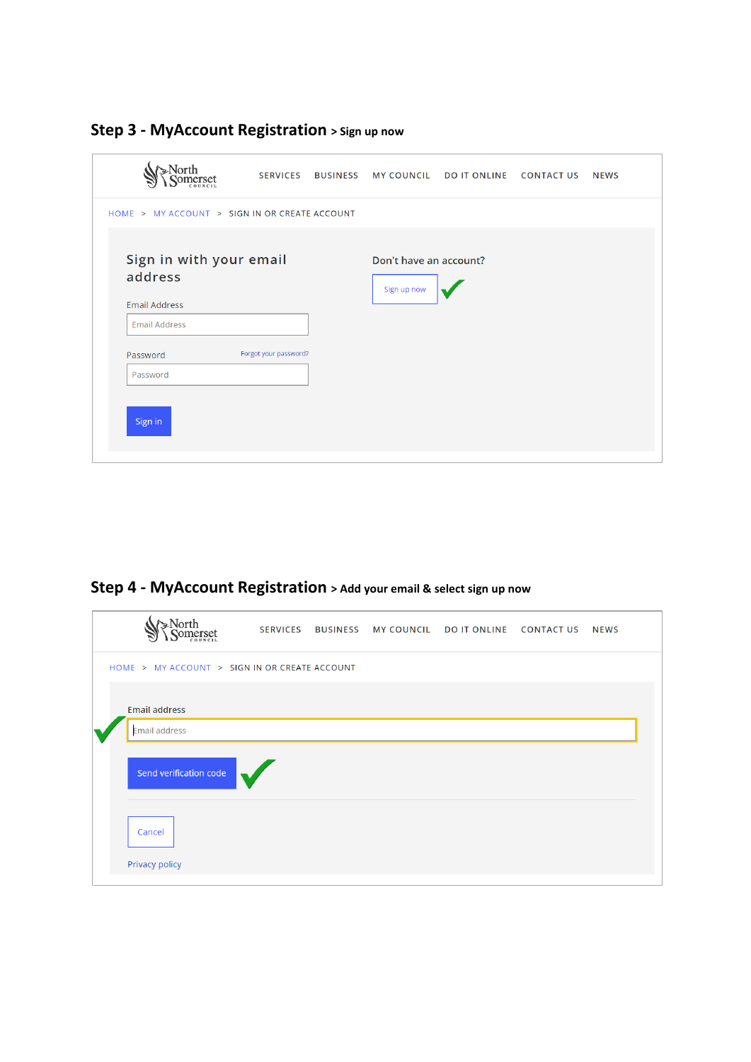## Step 3 - MyAccount Registration > Sign up now

SERVICES BUSINESS MY COUNCIL DO IT ONLINE CONTACT US NEWS

HOME > MY ACCOUNT > SIGN IN OR CREATE ACCOUNT

Sign in with your email address

Email Address

Email Address

Password Forgot your password?

Password

Sign in

Don't have an account?

Sign up now

## Step 4 - MyAccount Registration > Add your email & select sign up now

SERVICES BUSINESS MY COUNCIL DO IT ONLINE CONTACT US NEWS

HOME > MY ACCOUNT > SIGN IN OR CREATE ACCOUNT

Email address

Email address

Send verification code

Cancel

Privacy policy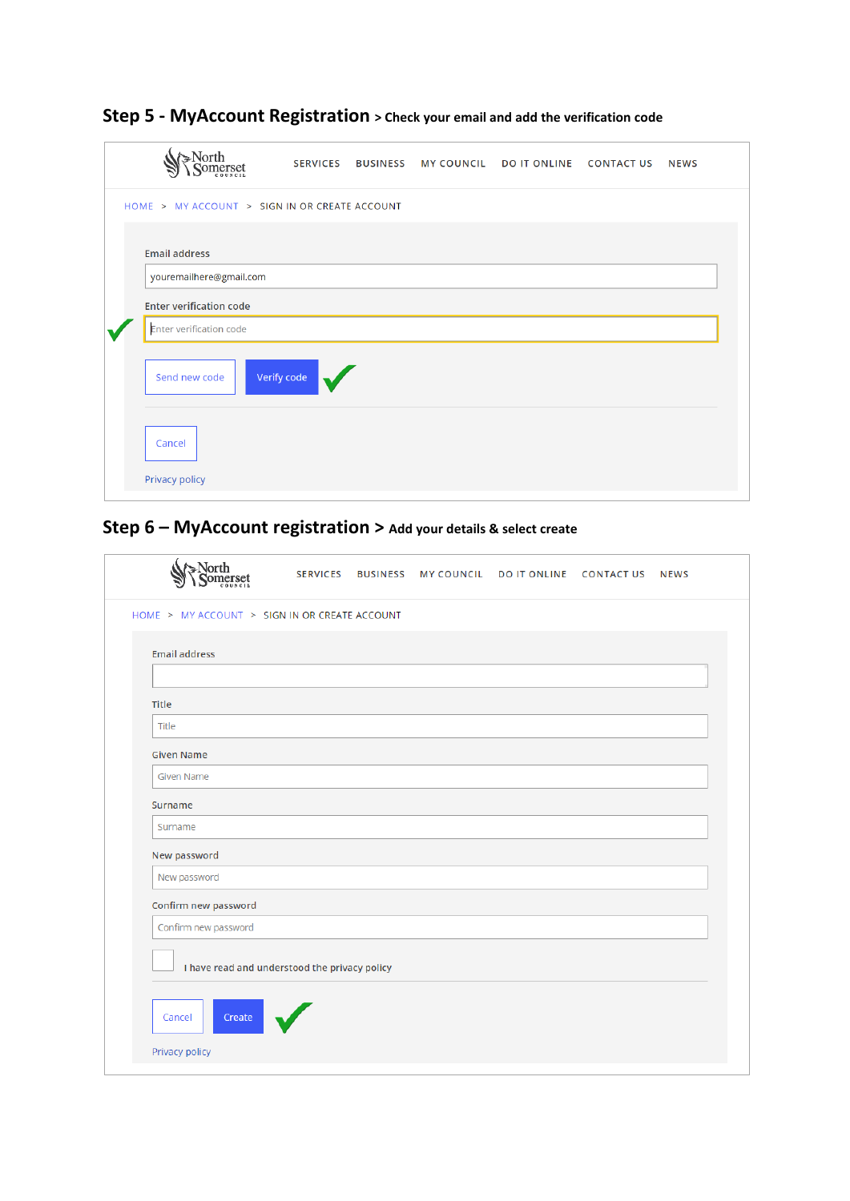## Step 5 - MyAccount Registration > Check your email and add the verification code

SERVICES BUSINESS MY COUNCIL DO IT ONLINE CONTACT US NEWS

HOME > MY ACCOUNT > SIGN IN OR CREATE ACCOUNT

Email address

youremailhere@gmail.com

Enter verification code

Enter verification code

Send new code | Verify code

Cancel

Privacy policy

## Step 6 – MyAccount registration > Add your details & select create

SERVICES BUSINESS MY COUNCIL DO IT ONLINE CONTACT US NEWS

HOME > MY ACCOUNT > SIGN IN OR CREATE ACCOUNT

Email address

Title

Title

Given Name

Given Name

Surname

Surname

New password

New password

Confirm new password

Confirm new password

I have read and understood the privacy policy

Cancel | Create

Privacy policy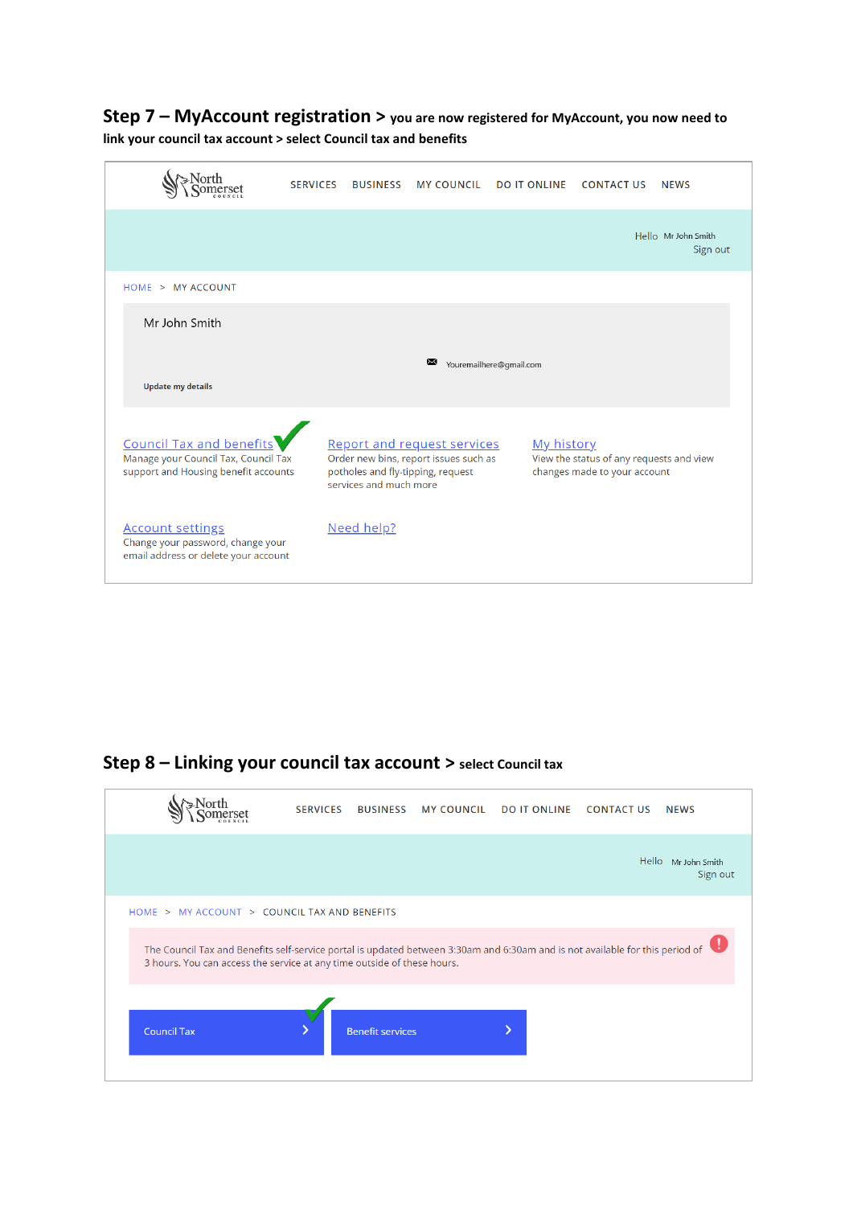## Step 7 – MyAccount registration > you are now registered for MyAccount, you now need to link your council tax account > select Council tax and benefits

North Somerset Council

SERVICES BUSINESS MY COUNCIL DO IT ONLINE CONTACT US NEWS

Hello Mr John Smith
Sign out

HOME > MY ACCOUNT

Mr John Smith

Youremailhere@gmail.com

**Update my details**

Council Tax and benefits
Manage your Council Tax, Council Tax support and Housing benefit accounts

Report and request services
Order new bins, report issues such as potholes and fly-tipping, request services and much more

My history
View the status of any requests and view changes made to your account

Account settings
Change your password, change your email address or delete your account

Need help?

## Step 8 – Linking your council tax account > select Council tax

North Somerset Council

SERVICES BUSINESS MY COUNCIL DO IT ONLINE CONTACT US NEWS

Hello Mr John Smith
Sign out

HOME > MY ACCOUNT > COUNCIL TAX AND BENEFITS

The Council Tax and Benefits self-service portal is updated between 3:30am and 6:30am and is not available for this period of 3 hours. You can access the service at any time outside of these hours.

Council Tax >

Benefit services >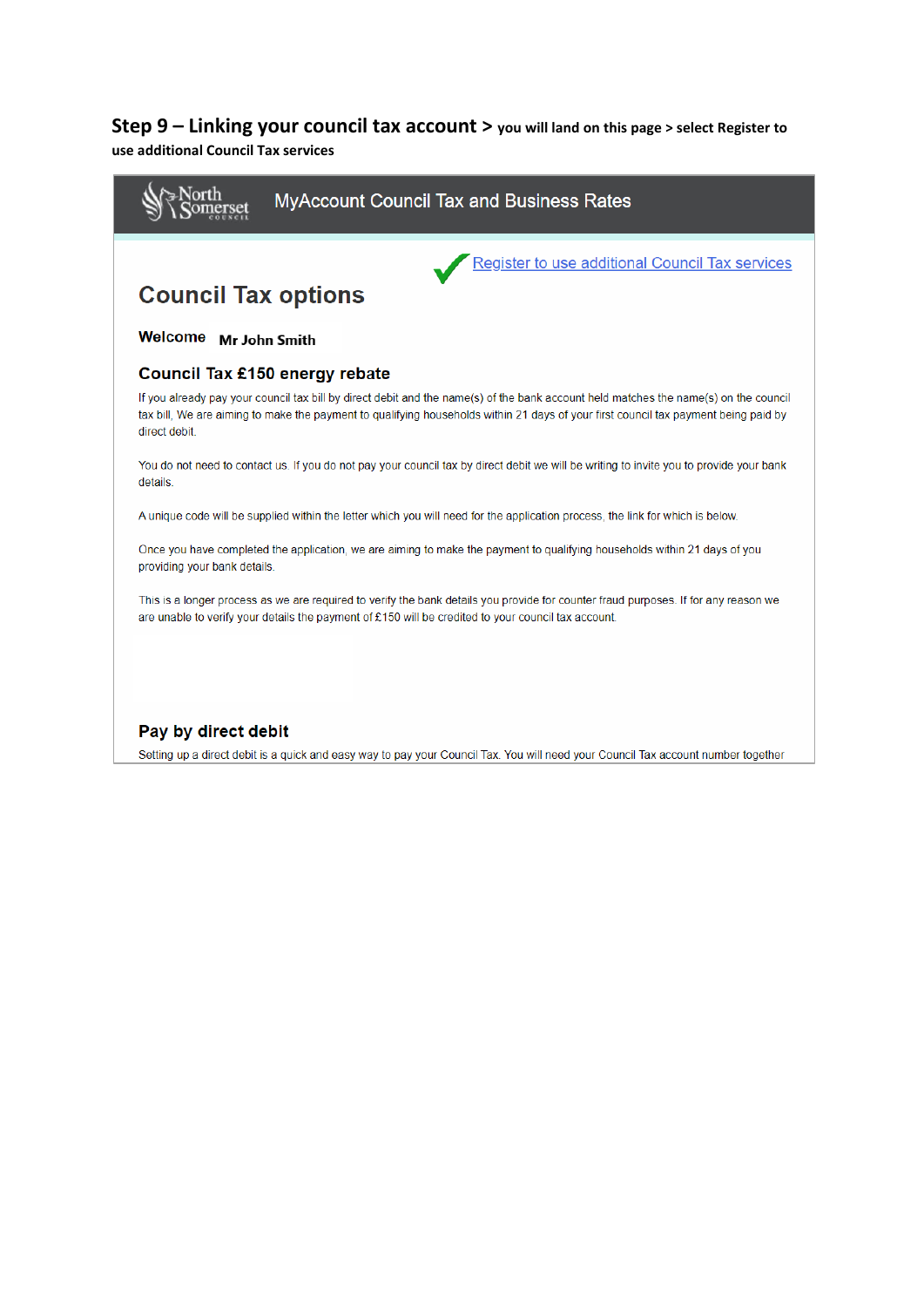**Step 9 – Linking your council tax account >** **you will land on this page > select Register to use additional Council Tax services**

North Somerset Council — MyAccount Council Tax and Business Rates

Register to use additional Council Tax services

## Council Tax options

**Welcome** **Mr John Smith**

### Council Tax £150 energy rebate

If you already pay your council tax bill by direct debit and the name(s) of the bank account held matches the name(s) on the council tax bill, We are aiming to make the payment to qualifying households within 21 days of your first council tax payment being paid by direct debit.

You do not need to contact us. If you do not pay your council tax by direct debit we will be writing to invite you to provide your bank details.

A unique code will be supplied within the letter which you will need for the application process, the link for which is below.

Once you have completed the application, we are aiming to make the payment to qualifying households within 21 days of you providing your bank details.

This is a longer process as we are required to verify the bank details you provide for counter fraud purposes. If for any reason we are unable to verify your details the payment of £150 will be credited to your council tax account.

### Pay by direct debit

Setting up a direct debit is a quick and easy way to pay your Council Tax. You will need your Council Tax account number together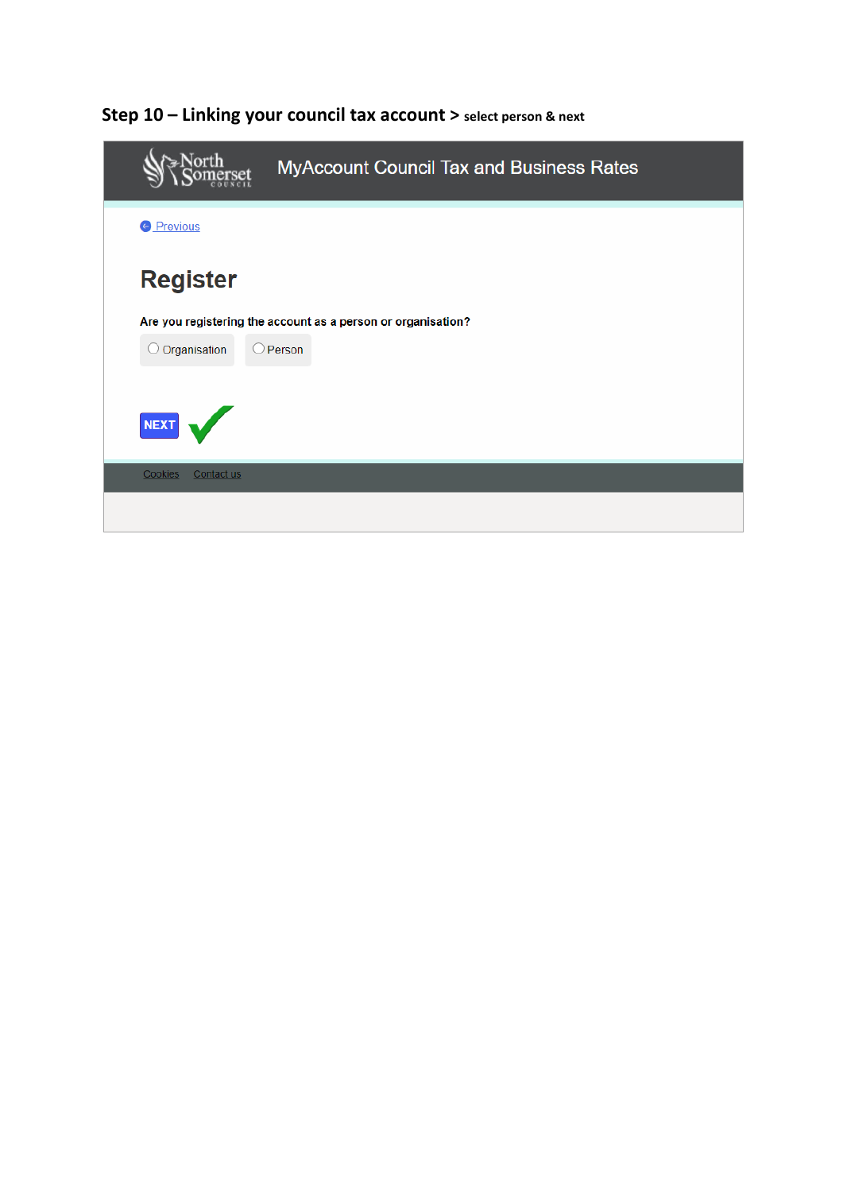**Step 10 – Linking your council tax account >** **select person & next**

North Somerset Council

MyAccount Council Tax and Business Rates

Previous

# Register

Are you registering the account as a person or organisation?

Organisation

Person

NEXT

Cookies Contact us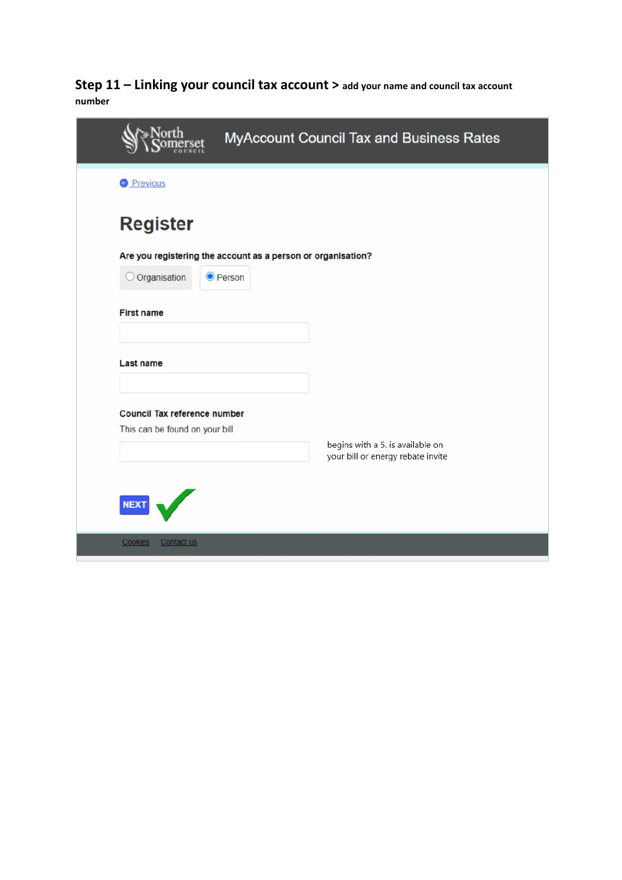**Step 11 – Linking your council tax account >** **add your name and council tax account number**

North Somerset Council — MyAccount Council Tax and Business Rates

Previous

## Register

**Are you registering the account as a person or organisation?**

- ○ Organisation
- ◉ Person

**First name**

**Last name**

**Council Tax reference number**

This can be found on your bill

begins with a 5. is available on your bill or energy rebate invite

**NEXT** ✓

Cookies Contact us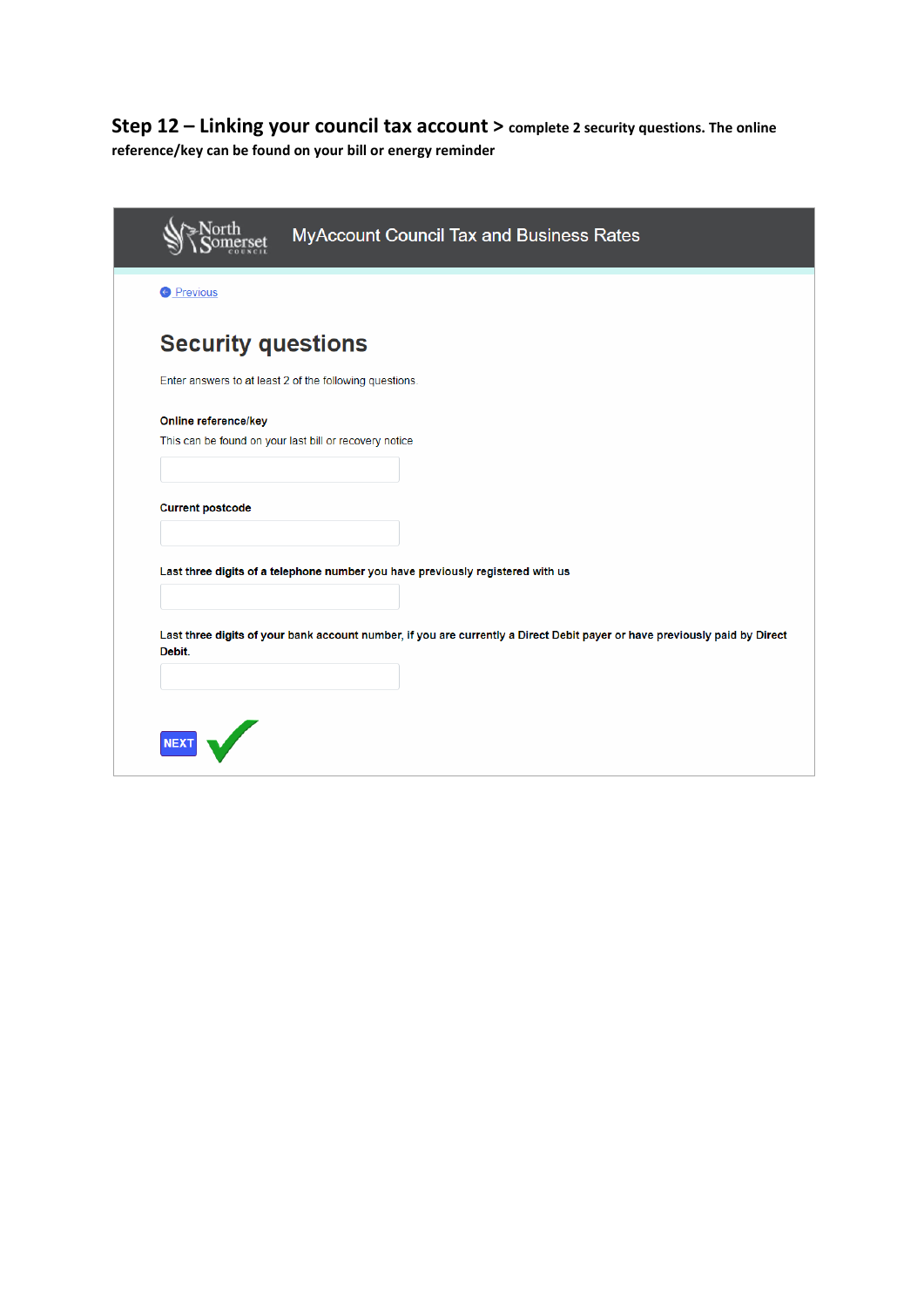**Step 12 – Linking your council tax account >** **complete 2 security questions. The online reference/key can be found on your bill or energy reminder**

MyAccount Council Tax and Business Rates

Previous

## Security questions

Enter answers to at least 2 of the following questions.

**Online reference/key**

This can be found on your last bill or recovery notice

**Current postcode**

**Last three digits of a telephone number you have previously registered with us**

**Last three digits of your bank account number, if you are currently a Direct Debit payer or have previously paid by Direct Debit.**

NEXT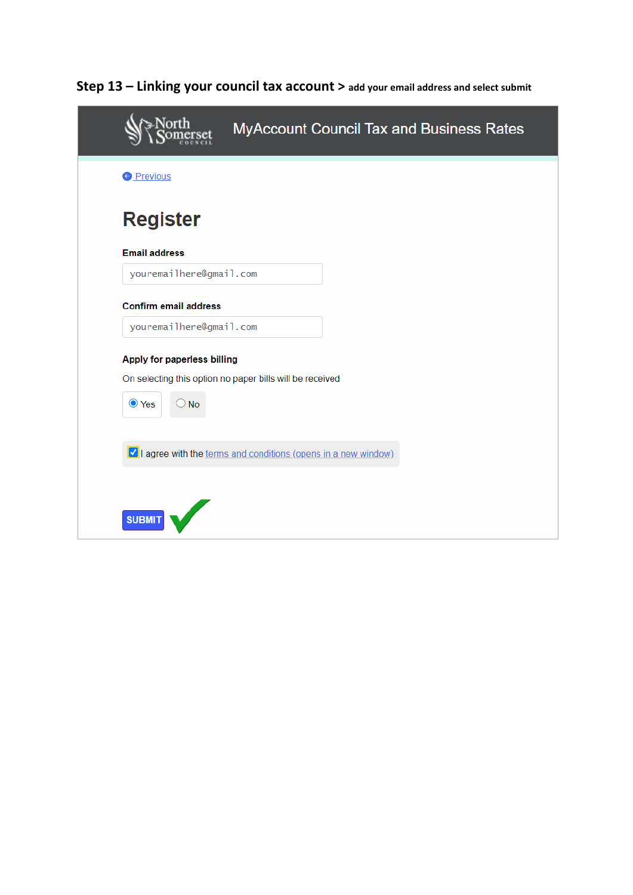**Step 13 – Linking your council tax account >** **add your email address and select submit**

North Somerset Council

MyAccount Council Tax and Business Rates

Previous

# Register

**Email address**

youremailhere@gmail.com

**Confirm email address**

youremailhere@gmail.com

**Apply for paperless billing**

On selecting this option no paper bills will be received

- [x] Yes
- [ ] No

- [x] I agree with the terms and conditions (opens in a new window)

**SUBMIT**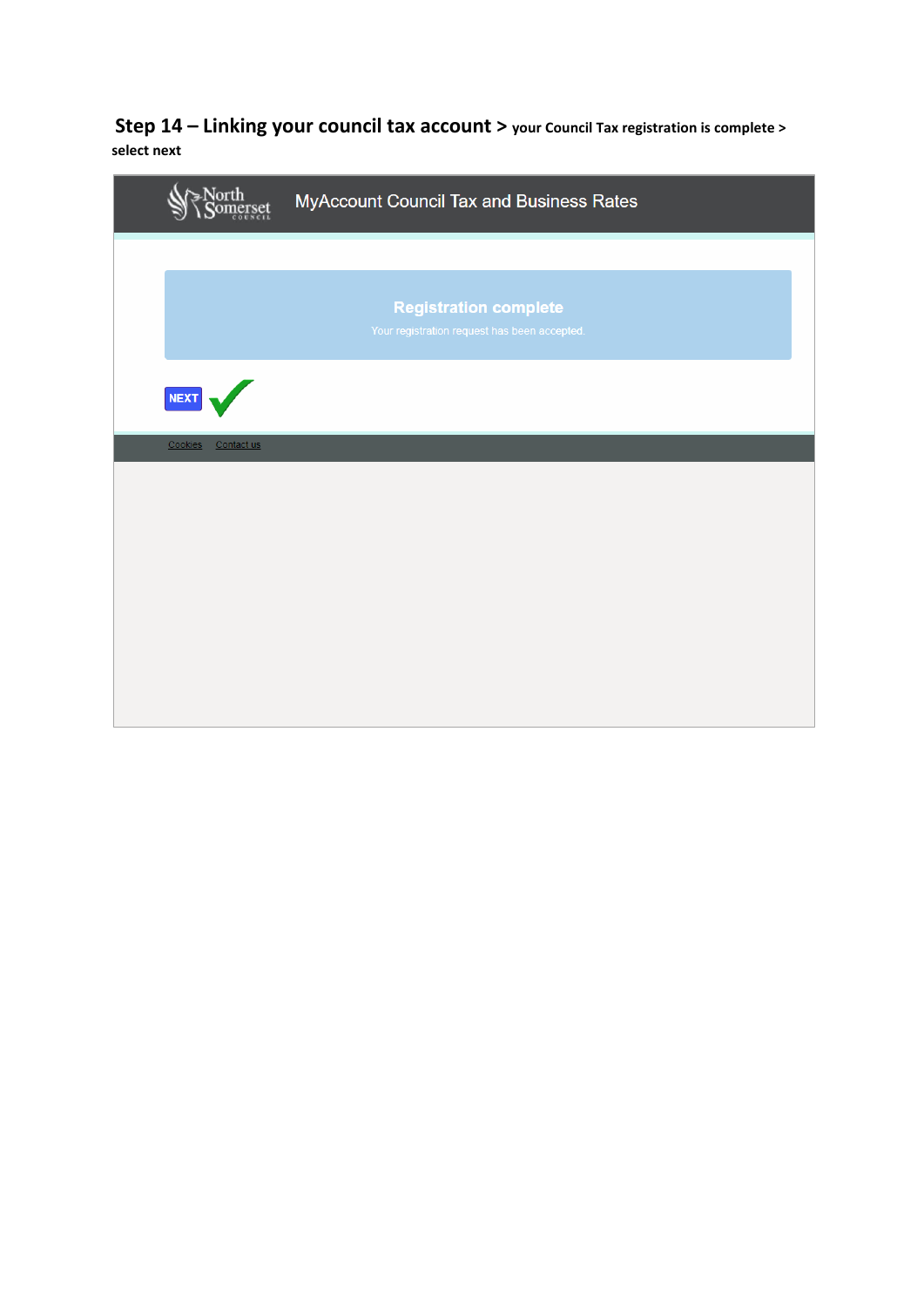**Step 14 – Linking your council tax account >** your Council Tax registration is complete > select next

MyAccount Council Tax and Business Rates

**Registration complete**

Your registration request has been accepted.

NEXT

Cookies Contact us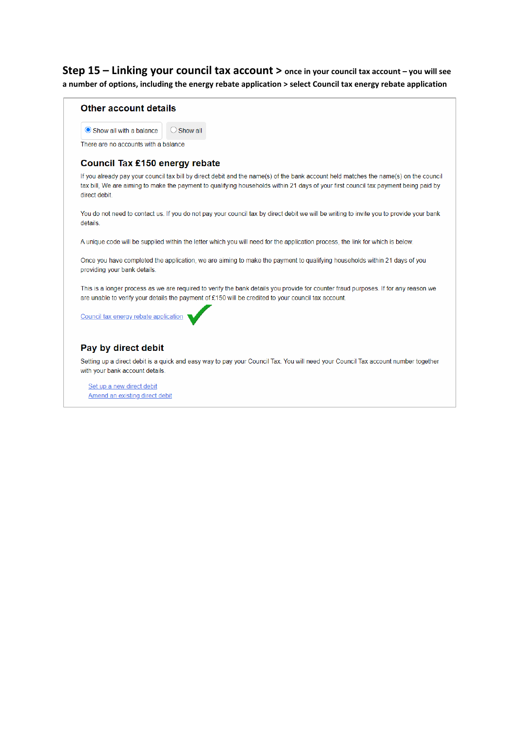**Step 15 – Linking your council tax account > once in your council tax account – you will see a number of options, including the energy rebate application > select Council tax energy rebate application**

### Other account details

- (•) Show all with a balance
- ( ) Show all

There are no accounts with a balance

### Council Tax £150 energy rebate

If you already pay your council tax bill by direct debit and the name(s) of the bank account held matches the name(s) on the council tax bill, We are aiming to make the payment to qualifying households within 21 days of your first council tax payment being paid by direct debit.

You do not need to contact us. If you do not pay your council tax by direct debit we will be writing to invite you to provide your bank details.

A unique code will be supplied within the letter which you will need for the application process, the link for which is below.

Once you have completed the application, we are aiming to make the payment to qualifying households within 21 days of you providing your bank details.

This is a longer process as we are required to verify the bank details you provide for counter fraud purposes. If for any reason we are unable to verify your details the payment of £150 will be credited to your council tax account.

Council tax energy rebate application ✓

### Pay by direct debit

Setting up a direct debit is a quick and easy way to pay your Council Tax. You will need your Council Tax account number together with your bank account details.

Set up a new direct debit
Amend an existing direct debit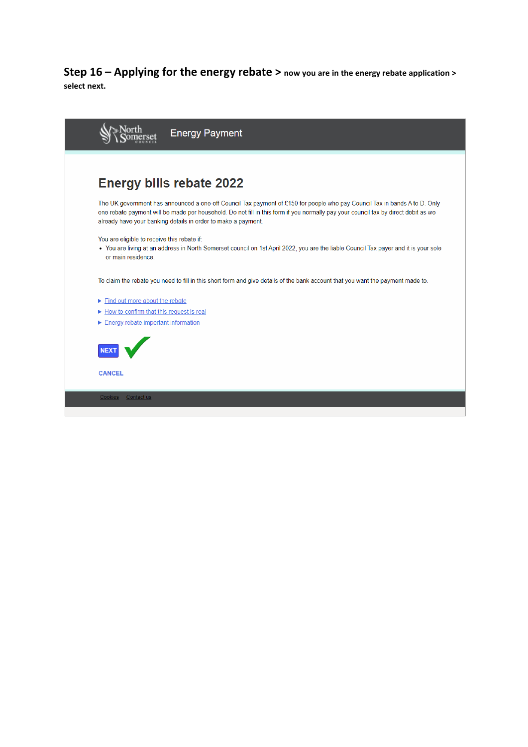**Step 16 – Applying for the energy rebate >** **now you are in the energy rebate application > select next.**

North Somerset Council Energy Payment

## Energy bills rebate 2022

The UK government has announced a one-off Council Tax payment of £150 for people who pay Council Tax in bands A to D. Only one rebate payment will be made per household. Do not fill in this form if you normally pay your council tax by direct debit as we already have your banking details in order to make a payment.

You are eligible to receive this rebate if:

- You are living at an address in North Somerset council on 1st April 2022, you are the liable Council Tax payer and it is your sole or main residence.

To claim the rebate you need to fill in this short form and give details of the bank account that you want the payment made to.

- Find out more about the rebate
- How to confirm that this request is real
- Energy rebate important information

NEXT ✓

CANCEL

Cookies Contact us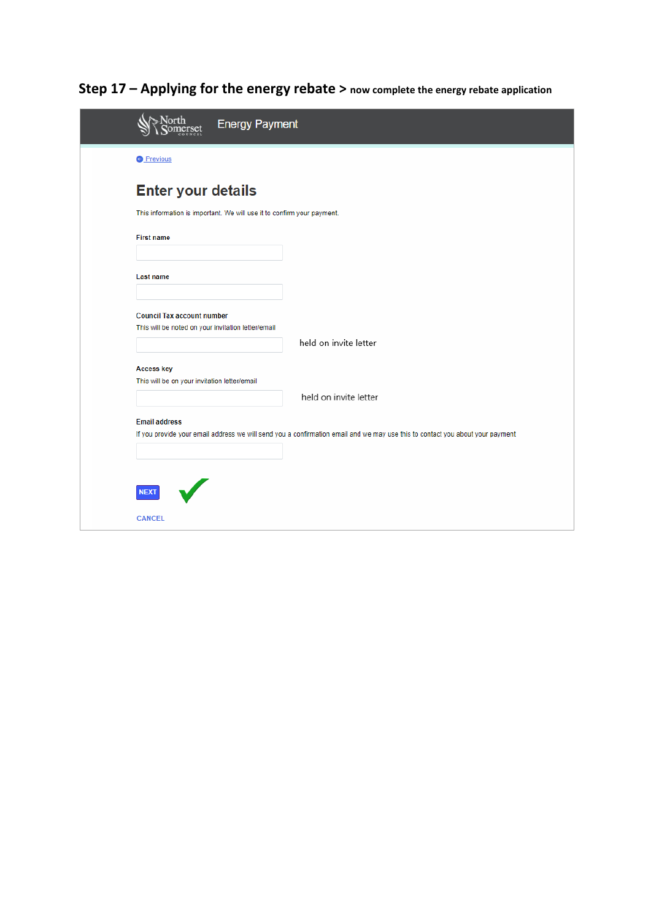**Step 17 – Applying for the energy rebate >** now complete the energy rebate application

North Somerset Council — Energy Payment

Previous

# Enter your details

This information is important. We will use it to confirm your payment.

**First name**

**Last name**

**Council Tax account number**
This will be noted on your invitation letter/email

held on invite letter

**Access key**
This will be on your invitation letter/email

held on invite letter

**Email address**
If you provide your email address we will send you a confirmation email and we may use this to contact you about your payment

NEXT ✓

CANCEL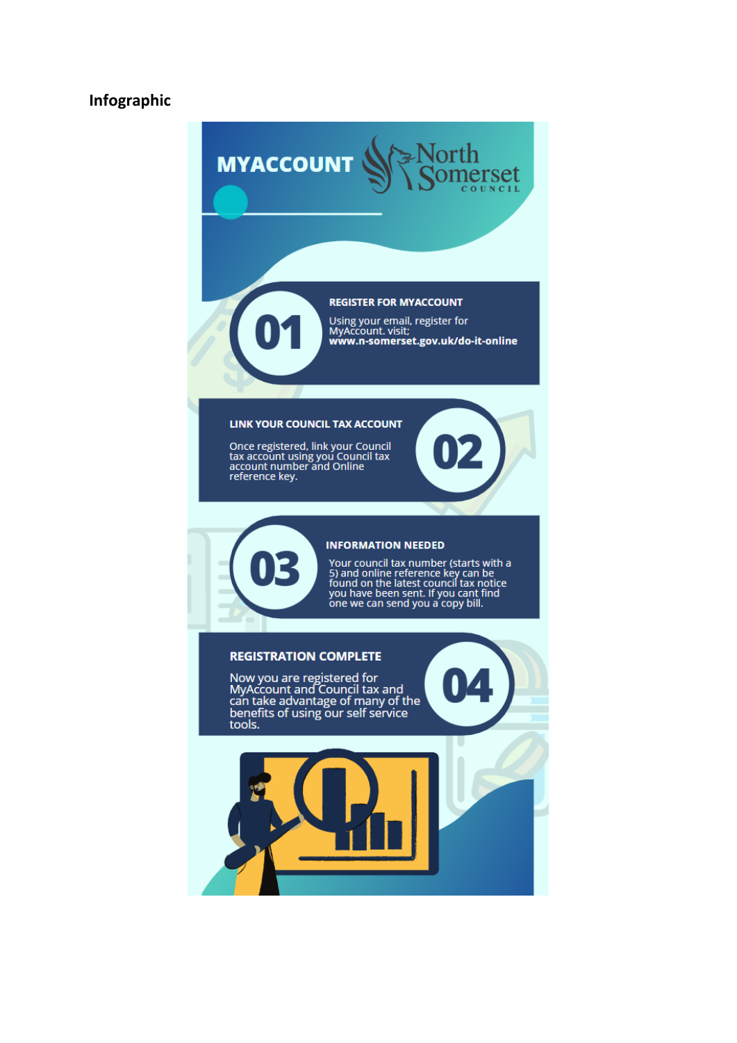**Infographic**

MYACCOUNT

North Somerset COUNCIL

01

REGISTER FOR MYACCOUNT

Using your email, register for MyAccount. visit; **www.n-somerset.gov.uk/do-it-online**

02

LINK YOUR COUNCIL TAX ACCOUNT

Once registered, link your Council tax account using you Council tax account number and Online reference key.

03

INFORMATION NEEDED

Your council tax number (starts with a 5) and online reference key can be found on the latest council tax notice you have been sent. If you cant find one we can send you a copy bill.

04

REGISTRATION COMPLETE

Now you are registered for MyAccount and Council tax and can take advantage of many of the benefits of using our self service tools.